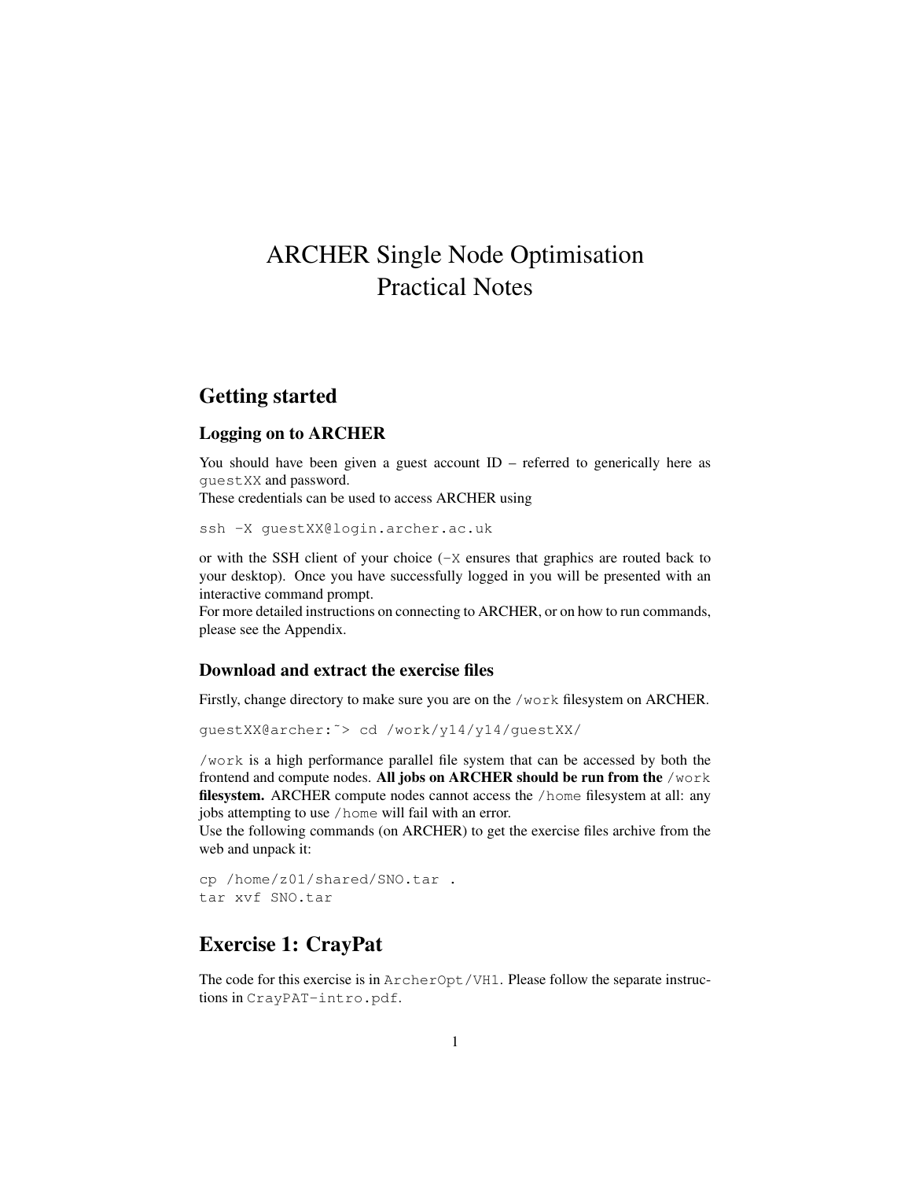# ARCHER Single Node Optimisation
# Practical Notes

## Getting started

### Logging on to ARCHER

You should have been given a guest account ID – referred to generically here as `guestXX` and password.
These credentials can be used to access ARCHER using

```
ssh -X guestXX@login.archer.ac.uk
```

or with the SSH client of your choice (`-X` ensures that graphics are routed back to your desktop). Once you have successfully logged in you will be presented with an interactive command prompt.
For more detailed instructions on connecting to ARCHER, or on how to run commands, please see the Appendix.

### Download and extract the exercise files

Firstly, change directory to make sure you are on the `/work` filesystem on ARCHER.

```
guestXX@archer:~> cd /work/y14/y14/guestXX/
```

`/work` is a high performance parallel file system that can be accessed by both the frontend and compute nodes. **All jobs on ARCHER should be run from the `/work` filesystem.** ARCHER compute nodes cannot access the `/home` filesystem at all: any jobs attempting to use `/home` will fail with an error.
Use the following commands (on ARCHER) to get the exercise files archive from the web and unpack it:

```
cp /home/z01/shared/SNO.tar .
tar xvf SNO.tar
```

## Exercise 1: CrayPat

The code for this exercise is in `ArcherOpt/VH1`. Please follow the separate instructions in `CrayPAT-intro.pdf`.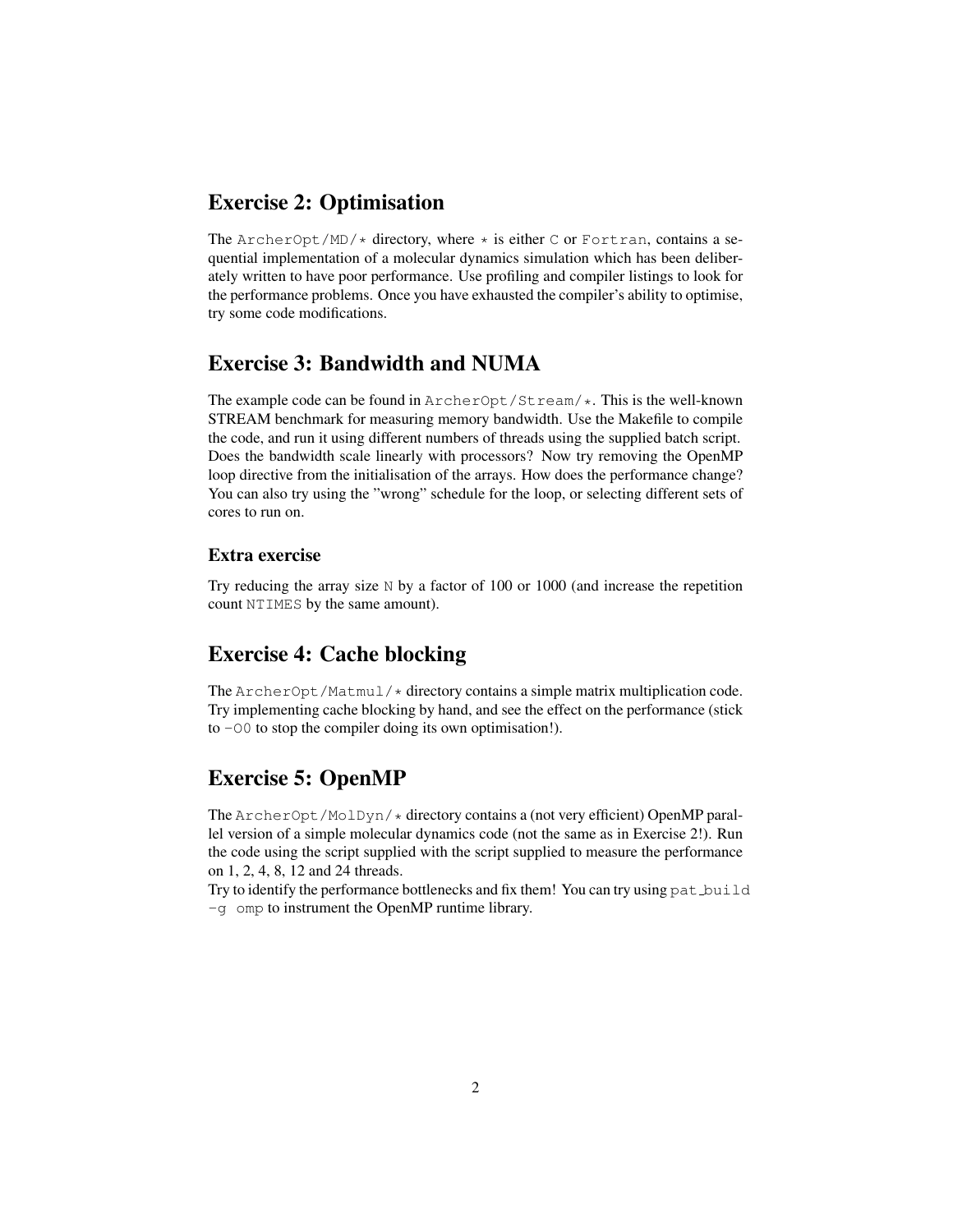## Exercise 2: Optimisation

The `ArcherOpt/MD/*` directory, where `*` is either `C` or `Fortran`, contains a sequential implementation of a molecular dynamics simulation which has been deliberately written to have poor performance. Use profiling and compiler listings to look for the performance problems. Once you have exhausted the compiler's ability to optimise, try some code modifications.

## Exercise 3: Bandwidth and NUMA

The example code can be found in `ArcherOpt/Stream/*`. This is the well-known STREAM benchmark for measuring memory bandwidth. Use the Makefile to compile the code, and run it using different numbers of threads using the supplied batch script. Does the bandwidth scale linearly with processors? Now try removing the OpenMP loop directive from the initialisation of the arrays. How does the performance change? You can also try using the "wrong" schedule for the loop, or selecting different sets of cores to run on.

### Extra exercise

Try reducing the array size `N` by a factor of 100 or 1000 (and increase the repetition count `NTIMES` by the same amount).

## Exercise 4: Cache blocking

The `ArcherOpt/Matmul/*` directory contains a simple matrix multiplication code. Try implementing cache blocking by hand, and see the effect on the performance (stick to `-O0` to stop the compiler doing its own optimisation!).

## Exercise 5: OpenMP

The `ArcherOpt/MolDyn/*` directory contains a (not very efficient) OpenMP parallel version of a simple molecular dynamics code (not the same as in Exercise 2!). Run the code using the script supplied with the script supplied to measure the performance on 1, 2, 4, 8, 12 and 24 threads.

Try to identify the performance bottlenecks and fix them! You can try using `pat_build -g omp` to instrument the OpenMP runtime library.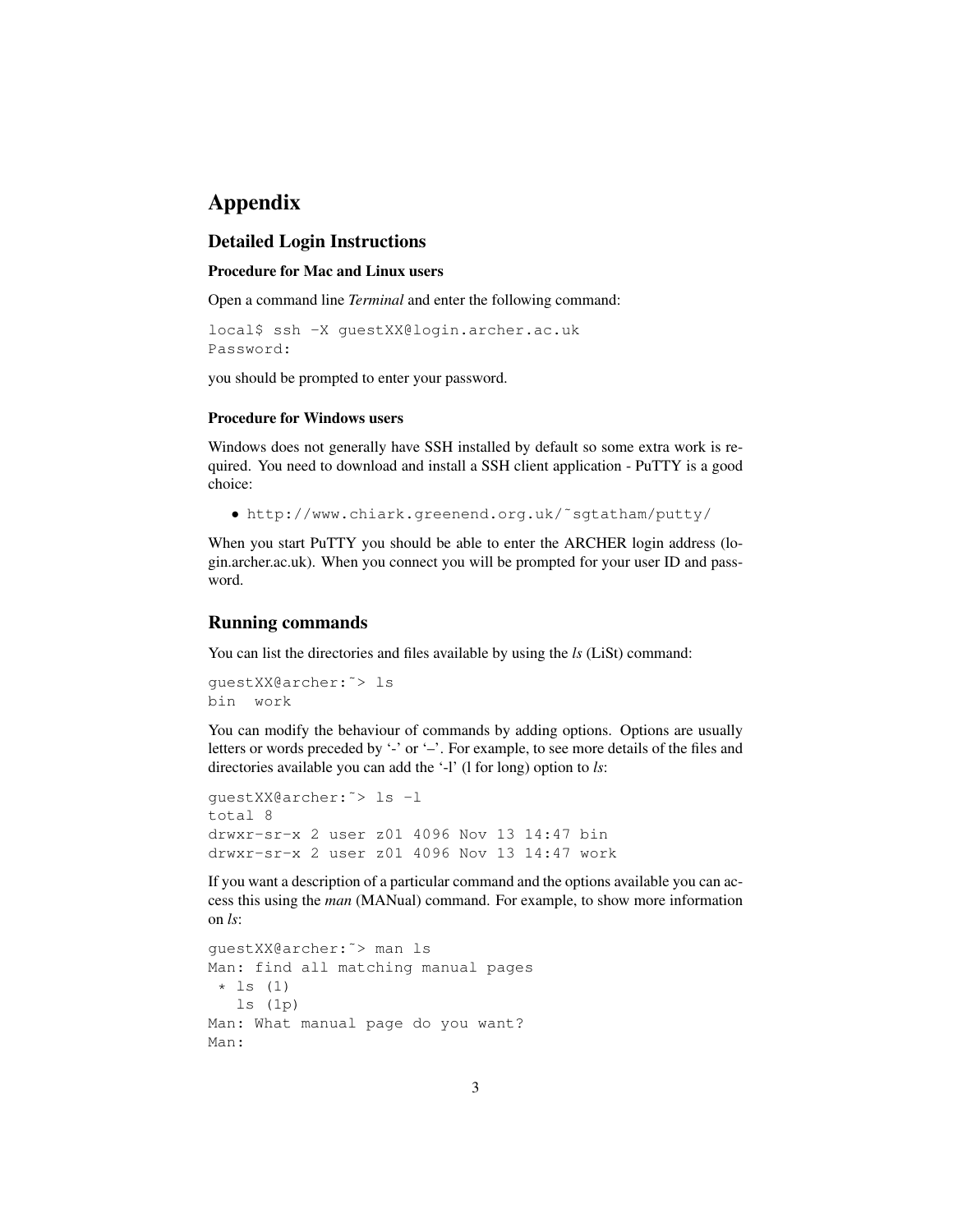# Appendix

## Detailed Login Instructions

### Procedure for Mac and Linux users

Open a command line *Terminal* and enter the following command:

```
local$ ssh -X guestXX@login.archer.ac.uk
Password:
```

you should be prompted to enter your password.

### Procedure for Windows users

Windows does not generally have SSH installed by default so some extra work is required. You need to download and install a SSH client application - PuTTY is a good choice:

- `http://www.chiark.greenend.org.uk/~sgtatham/putty/`

When you start PuTTY you should be able to enter the ARCHER login address (login.archer.ac.uk). When you connect you will be prompted for your user ID and password.

## Running commands

You can list the directories and files available by using the *ls* (LiSt) command:

```
guestXX@archer:~> ls
bin  work
```

You can modify the behaviour of commands by adding options. Options are usually letters or words preceded by '-' or '–'. For example, to see more details of the files and directories available you can add the '-l' (l for long) option to *ls*:

```
guestXX@archer:~> ls -l
total 8
drwxr-sr-x 2 user z01 4096 Nov 13 14:47 bin
drwxr-sr-x 2 user z01 4096 Nov 13 14:47 work
```

If you want a description of a particular command and the options available you can access this using the *man* (MANual) command. For example, to show more information on *ls*:

```
guestXX@archer:~> man ls
Man: find all matching manual pages
 * ls (1)
   ls (1p)
Man: What manual page do you want?
Man:
```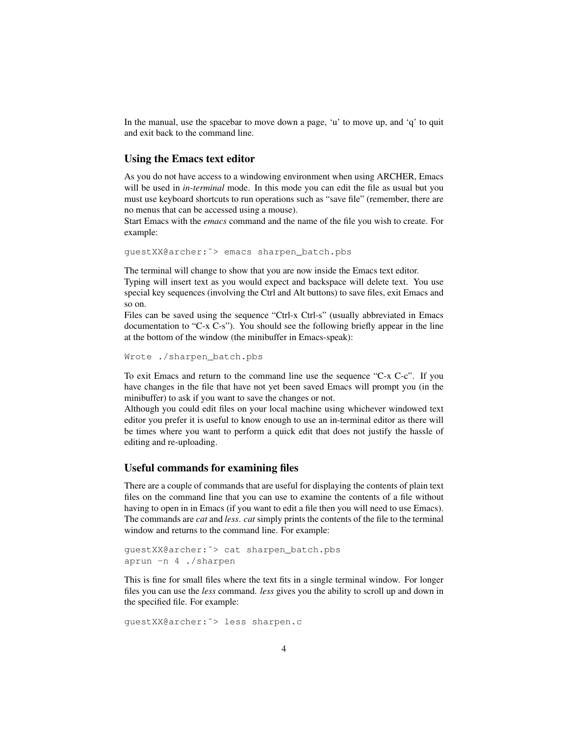In the manual, use the spacebar to move down a page, 'u' to move up, and 'q' to quit and exit back to the command line.

### Using the Emacs text editor

As you do not have access to a windowing environment when using ARCHER, Emacs will be used in *in-terminal* mode. In this mode you can edit the file as usual but you must use keyboard shortcuts to run operations such as "save file" (remember, there are no menus that can be accessed using a mouse).

Start Emacs with the *emacs* command and the name of the file you wish to create. For example:

```
guestXX@archer:~> emacs sharpen_batch.pbs
```

The terminal will change to show that you are now inside the Emacs text editor.

Typing will insert text as you would expect and backspace will delete text. You use special key sequences (involving the Ctrl and Alt buttons) to save files, exit Emacs and so on.

Files can be saved using the sequence "Ctrl-x Ctrl-s" (usually abbreviated in Emacs documentation to "C-x C-s"). You should see the following briefly appear in the line at the bottom of the window (the minibuffer in Emacs-speak):

```
Wrote ./sharpen_batch.pbs
```

To exit Emacs and return to the command line use the sequence "C-x C-c". If you have changes in the file that have not yet been saved Emacs will prompt you (in the minibuffer) to ask if you want to save the changes or not.

Although you could edit files on your local machine using whichever windowed text editor you prefer it is useful to know enough to use an in-terminal editor as there will be times where you want to perform a quick edit that does not justify the hassle of editing and re-uploading.

### Useful commands for examining files

There are a couple of commands that are useful for displaying the contents of plain text files on the command line that you can use to examine the contents of a file without having to open in in Emacs (if you want to edit a file then you will need to use Emacs). The commands are *cat* and *less*. *cat* simply prints the contents of the file to the terminal window and returns to the command line. For example:

```
guestXX@archer:~> cat sharpen_batch.pbs
aprun -n 4 ./sharpen
```

This is fine for small files where the text fits in a single terminal window. For longer files you can use the *less* command. *less* gives you the ability to scroll up and down in the specified file. For example:

```
guestXX@archer:~> less sharpen.c
```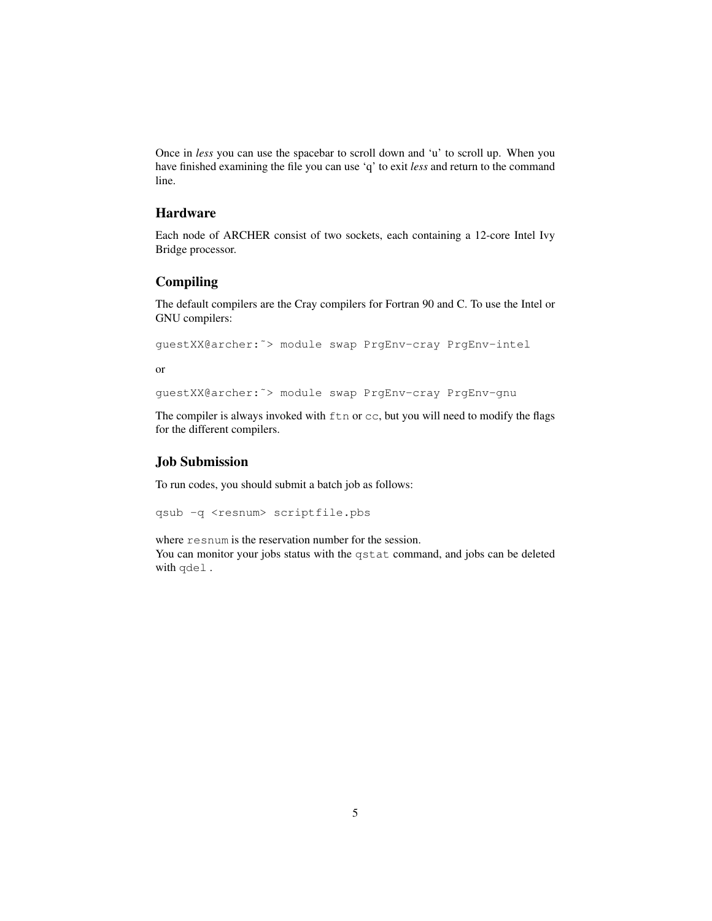Once in *less* you can use the spacebar to scroll down and 'u' to scroll up. When you have finished examining the file you can use 'q' to exit *less* and return to the command line.

## Hardware

Each node of ARCHER consist of two sockets, each containing a 12-core Intel Ivy Bridge processor.

## Compiling

The default compilers are the Cray compilers for Fortran 90 and C. To use the Intel or GNU compilers:

```
guestXX@archer:~> module swap PrgEnv-cray PrgEnv-intel
```

or

```
guestXX@archer:~> module swap PrgEnv-cray PrgEnv-gnu
```

The compiler is always invoked with `ftn` or `cc`, but you will need to modify the flags for the different compilers.

## Job Submission

To run codes, you should submit a batch job as follows:

```
qsub -q <resnum> scriptfile.pbs
```

where `resnum` is the reservation number for the session.
You can monitor your jobs status with the `qstat` command, and jobs can be deleted with `qdel` .